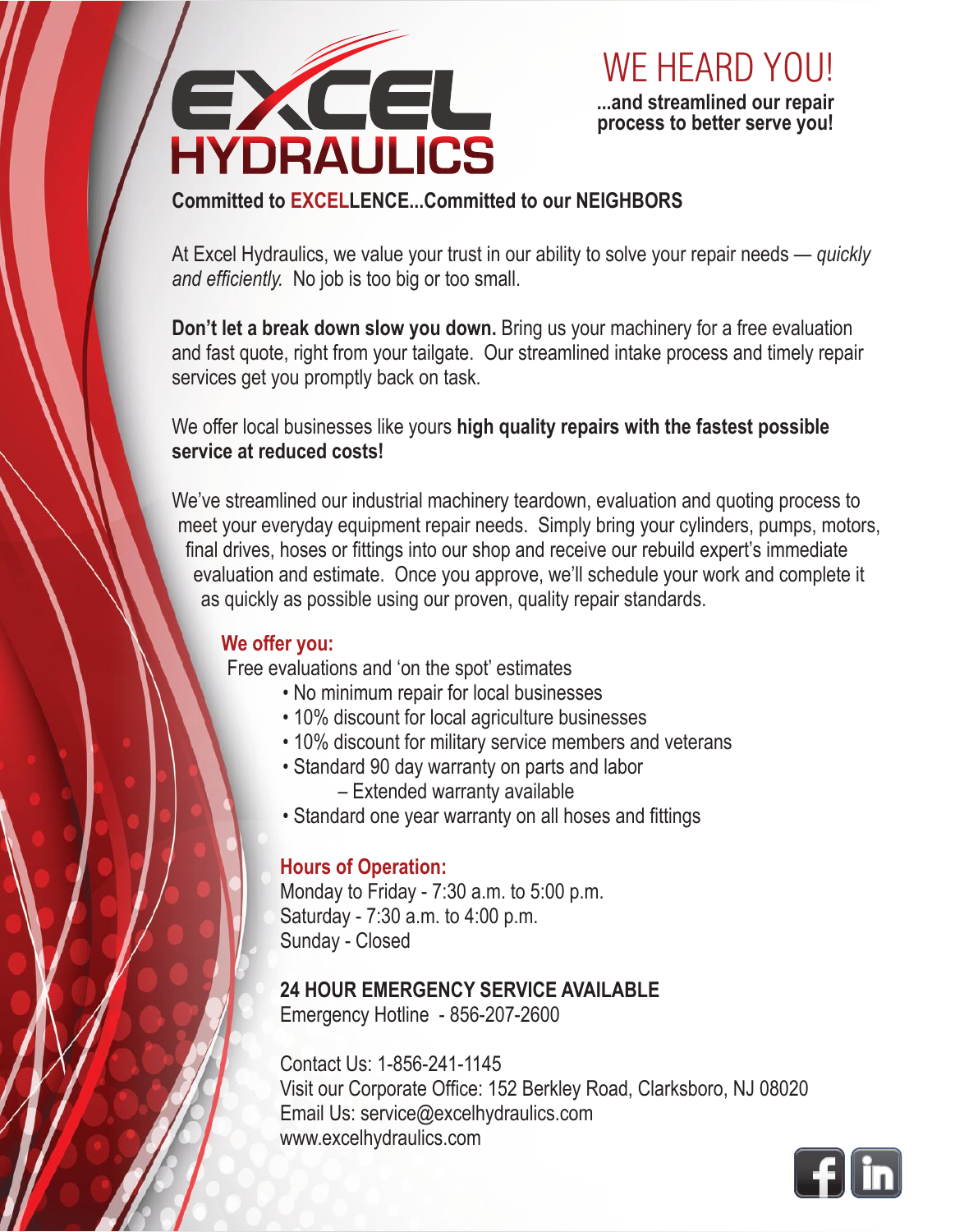# EXCEL HYDRAULICS

## WE HEARD YOU!

**...and streamlined our repair process to better serve you!**

**Committed to EXCELLENCE...Committed to our NEIGHBORS**

At Excel Hydraulics, we value your trust in our ability to solve your repair needs — *quickly and efficiently.* No job is too big or too small.

**Don't let a break down slow you down.** Bring us your machinery for a free evaluation and fast quote, right from your tailgate. Our streamlined intake process and timely repair services get you promptly back on task.

We offer local businesses like yours **high quality repairs with the fastest possible service at reduced costs!**

We've streamlined our industrial machinery teardown, evaluation and quoting process to meet your everyday equipment repair needs. Simply bring your cylinders, pumps, motors, final drives, hoses or fittings into our shop and receive our rebuild expert's immediate evaluation and estimate. Once you approve, we'll schedule your work and complete it as quickly as possible using our proven, quality repair standards.

### We offer you:

Free evaluations and 'on the spot' estimates

- No minimum repair for local businesses
- 10% discount for local agriculture businesses
- 10% discount for military service members and veterans
- Standard 90 day warranty on parts and labor
  - Extended warranty available
- Standard one year warranty on all hoses and fittings

### Hours of Operation:

Monday to Friday - 7:30 a.m. to 5:00 p.m.
Saturday - 7:30 a.m. to 4:00 p.m.
Sunday - Closed

**24 HOUR EMERGENCY SERVICE AVAILABLE**
Emergency Hotline - 856-207-2600

Contact Us: 1-856-241-1145
Visit our Corporate Office: 152 Berkley Road, Clarksboro, NJ 08020
Email Us: service@excelhydraulics.com
www.excelhydraulics.com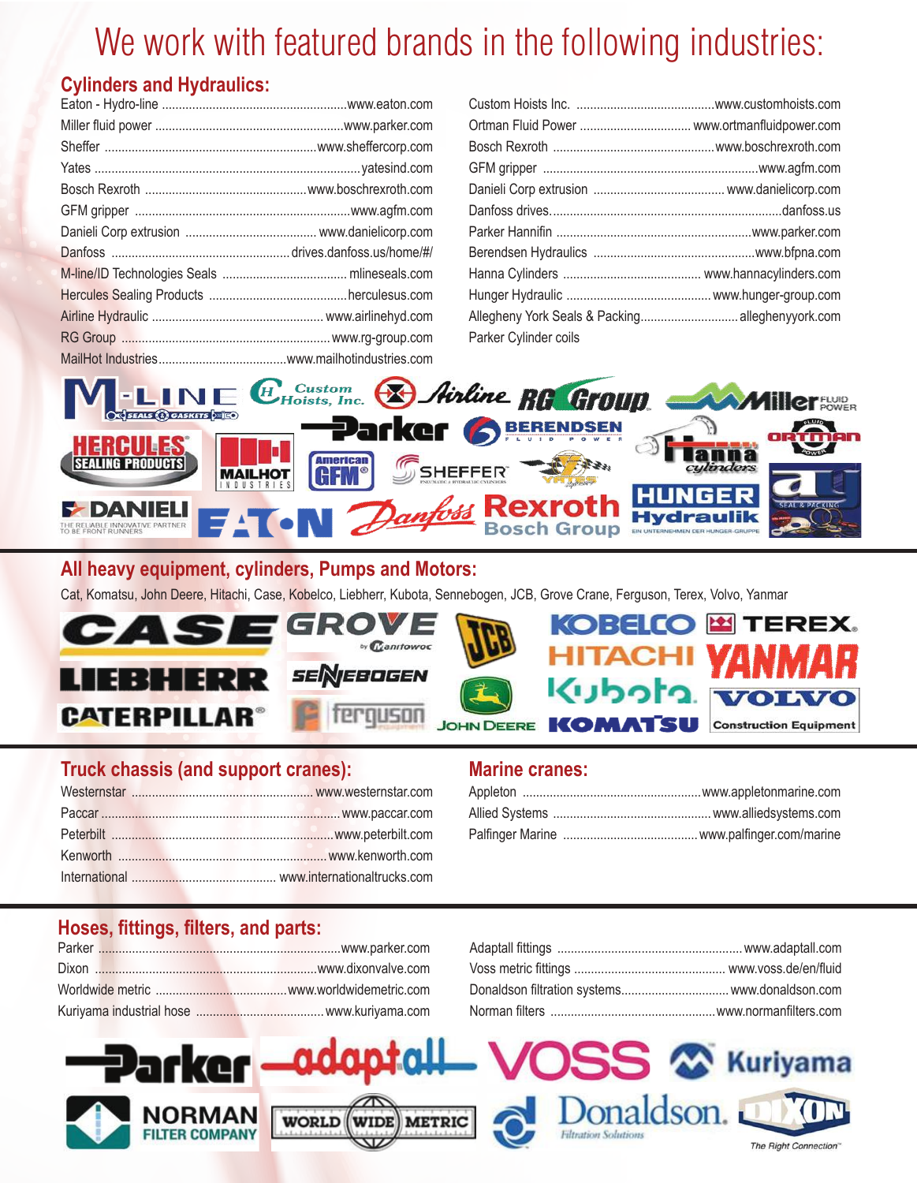# We work with featured brands in the following industries:

## Cylinders and Hydraulics:

- Eaton - Hydro-line ........ www.eaton.com
- Miller fluid power ........ www.parker.com
- Sheffer ........ www.sheffercorp.com
- Yates ........ yatesind.com
- Bosch Rexroth ........ www.boschrexroth.com
- GFM gripper ........ www.agfm.com
- Danieli Corp extrusion ........ www.danielicorp.com
- Danfoss ........ drives.danfoss.us/home/#/
- M-line/ID Technologies Seals ........ mlineseals.com
- Hercules Sealing Products ........ herculesus.com
- Airline Hydraulic ........ www.airlinehyd.com
- RG Group ........ www.rg-group.com
- MailHot Industries ........ www.mailhotindustries.com
- Custom Hoists Inc. ........ www.customhoists.com
- Ortman Fluid Power ........ www.ortmanfluidpower.com
- Bosch Rexroth ........ www.boschrexroth.com
- GFM gripper ........ www.agfm.com
- Danieli Corp extrusion ........ www.danielicorp.com
- Danfoss drives ........ danfoss.us
- Parker Hannifin ........ www.parker.com
- Berendsen Hydraulics ........ www.bfpna.com
- Hanna Cylinders ........ www.hannacylinders.com
- Hunger Hydraulic ........ www.hunger-group.com
- Allegheny York Seals & Packing ........ alleghenyyork.com
- Parker Cylinder coils

## All heavy equipment, cylinders, Pumps and Motors:

Cat, Komatsu, John Deere, Hitachi, Case, Kobelco, Liebherr, Kubota, Sennebogen, JCB, Grove Crane, Ferguson, Terex, Volvo, Yanmar

## Truck chassis (and support cranes):

- Westernstar ........ www.westernstar.com
- Paccar ........ www.paccar.com
- Peterbilt ........ www.peterbilt.com
- Kenworth ........ www.kenworth.com
- International ........ www.internationaltrucks.com

## Marine cranes:

- Appleton ........ www.appletonmarine.com
- Allied Systems ........ www.alliedsystems.com
- Palfinger Marine ........ www.palfinger.com/marine

## Hoses, fittings, filters, and parts:

- Parker ........ www.parker.com
- Dixon ........ www.dixonvalve.com
- Worldwide metric ........ www.worldwidemetric.com
- Kuriyama industrial hose ........ www.kuriyama.com
- Adaptall fittings ........ www.adaptall.com
- Voss metric fittings ........ www.voss.de/en/fluid
- Donaldson filtration systems ........ www.donaldson.com
- Norman filters ........ www.normanfilters.com